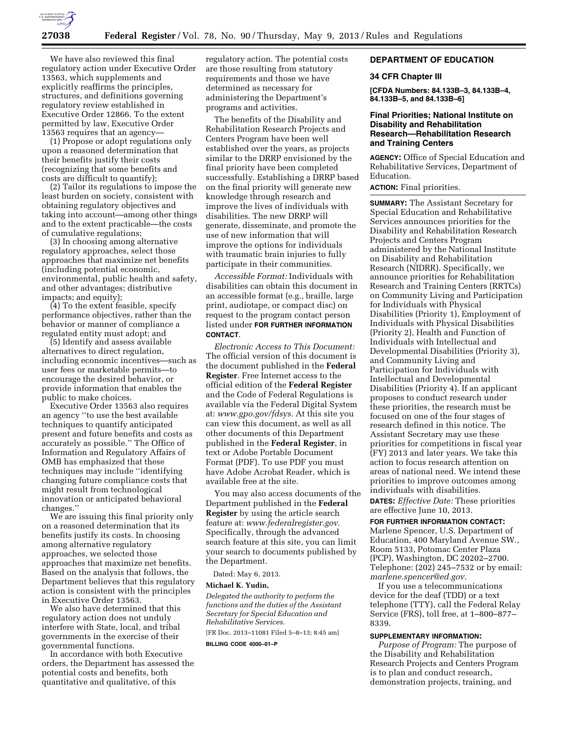We have also reviewed this final regulatory action under Executive Order 13563, which supplements and explicitly reaffirms the principles, structures, and definitions governing regulatory review established in Executive Order 12866. To the extent permitted by law, Executive Order 13563 requires that an agency—

(1) Propose or adopt regulations only upon a reasoned determination that their benefits justify their costs (recognizing that some benefits and costs are difficult to quantify);

(2) Tailor its regulations to impose the least burden on society, consistent with obtaining regulatory objectives and taking into account—among other things and to the extent practicable—the costs of cumulative regulations;

(3) In choosing among alternative regulatory approaches, select those approaches that maximize net benefits (including potential economic, environmental, public health and safety, and other advantages; distributive impacts; and equity);

(4) To the extent feasible, specify performance objectives, rather than the behavior or manner of compliance a regulated entity must adopt; and

(5) Identify and assess available alternatives to direct regulation, including economic incentives—such as user fees or marketable permits—to encourage the desired behavior, or provide information that enables the public to make choices.

Executive Order 13563 also requires an agency "to use the best available techniques to quantify anticipated present and future benefits and costs as accurately as possible." The Office of Information and Regulatory Affairs of OMB has emphasized that these techniques may include "identifying changing future compliance costs that might result from technological innovation or anticipated behavioral changes."

We are issuing this final priority only on a reasoned determination that its benefits justify its costs. In choosing among alternative regulatory approaches, we selected those approaches that maximize net benefits. Based on the analysis that follows, the Department believes that this regulatory action is consistent with the principles in Executive Order 13563.

We also have determined that this regulatory action does not unduly interfere with State, local, and tribal governments in the exercise of their governmental functions.

In accordance with both Executive orders, the Department has assessed the potential costs and benefits, both quantitative and qualitative, of this regulatory action. The potential costs are those resulting from statutory requirements and those we have determined as necessary for administering the Department's programs and activities.

The benefits of the Disability and Rehabilitation Research Projects and Centers Program have been well established over the years, as projects similar to the DRRP envisioned by the final priority have been completed successfully. Establishing a DRRP based on the final priority will generate new knowledge through research and improve the lives of individuals with disabilities. The new DRRP will generate, disseminate, and promote the use of new information that will improve the options for individuals with traumatic brain injuries to fully participate in their communities.

*Accessible Format:* Individuals with disabilities can obtain this document in an accessible format (e.g., braille, large print, audiotape, or compact disc) on request to the program contact person listed under **FOR FURTHER INFORMATION CONTACT**.

*Electronic Access to This Document:* The official version of this document is the document published in the **Federal Register**. Free Internet access to the official edition of the **Federal Register** and the Code of Federal Regulations is available via the Federal Digital System at: *www.gpo.gov/fdsys.* At this site you can view this document, as well as all other documents of this Department published in the **Federal Register**, in text or Adobe Portable Document Format (PDF). To use PDF you must have Adobe Acrobat Reader, which is available free at the site.

You may also access documents of the Department published in the **Federal Register** by using the article search feature at: *www.federalregister.gov.* Specifically, through the advanced search feature at this site, you can limit your search to documents published by the Department.

Dated: May 6, 2013.

**Michael K. Yudin,**

*Delegated the authority to perform the functions and the duties of the Assistant Secretary for Special Education and Rehabilitative Services.*

[FR Doc. 2013–11081 Filed 5–8–13; 8:45 am]

**BILLING CODE 4000–01–P**

## DEPARTMENT OF EDUCATION

### 34 CFR Chapter III

**[CFDA Numbers: 84.133B–3, 84.133B–4, 84.133B–5, and 84.133B–6]**

### Final Priorities; National Institute on Disability and Rehabilitation Research—Rehabilitation Research and Training Centers

**AGENCY:** Office of Special Education and Rehabilitative Services, Department of Education.

**ACTION:** Final priorities.

**SUMMARY:** The Assistant Secretary for Special Education and Rehabilitative Services announces priorities for the Disability and Rehabilitation Research Projects and Centers Program administered by the National Institute on Disability and Rehabilitation Research (NIDRR). Specifically, we announce priorities for Rehabilitation Research and Training Centers (RRTCs) on Community Living and Participation for Individuals with Physical Disabilities (Priority 1), Employment of Individuals with Physical Disabilities (Priority 2), Health and Function of Individuals with Intellectual and Developmental Disabilities (Priority 3), and Community Living and Participation for Individuals with Intellectual and Developmental Disabilities (Priority 4). If an applicant proposes to conduct research under these priorities, the research must be focused on one of the four stages of research defined in this notice. The Assistant Secretary may use these priorities for competitions in fiscal year (FY) 2013 and later years. We take this action to focus research attention on areas of national need. We intend these priorities to improve outcomes among individuals with disabilities.

**DATES:** *Effective Date:* These priorities are effective June 10, 2013.

**FOR FURTHER INFORMATION CONTACT:** Marlene Spencer, U.S. Department of Education, 400 Maryland Avenue SW., Room 5133, Potomac Center Plaza (PCP), Washington, DC 20202–2700. Telephone: (202) 245–7532 or by email: *marlene.spencer@ed.gov*.

If you use a telecommunications device for the deaf (TDD) or a text telephone (TTY), call the Federal Relay Service (FRS), toll free, at 1–800–877–8339.

**SUPPLEMENTARY INFORMATION:**

*Purpose of Program:* The purpose of the Disability and Rehabilitation Research Projects and Centers Program is to plan and conduct research, demonstration projects, training, and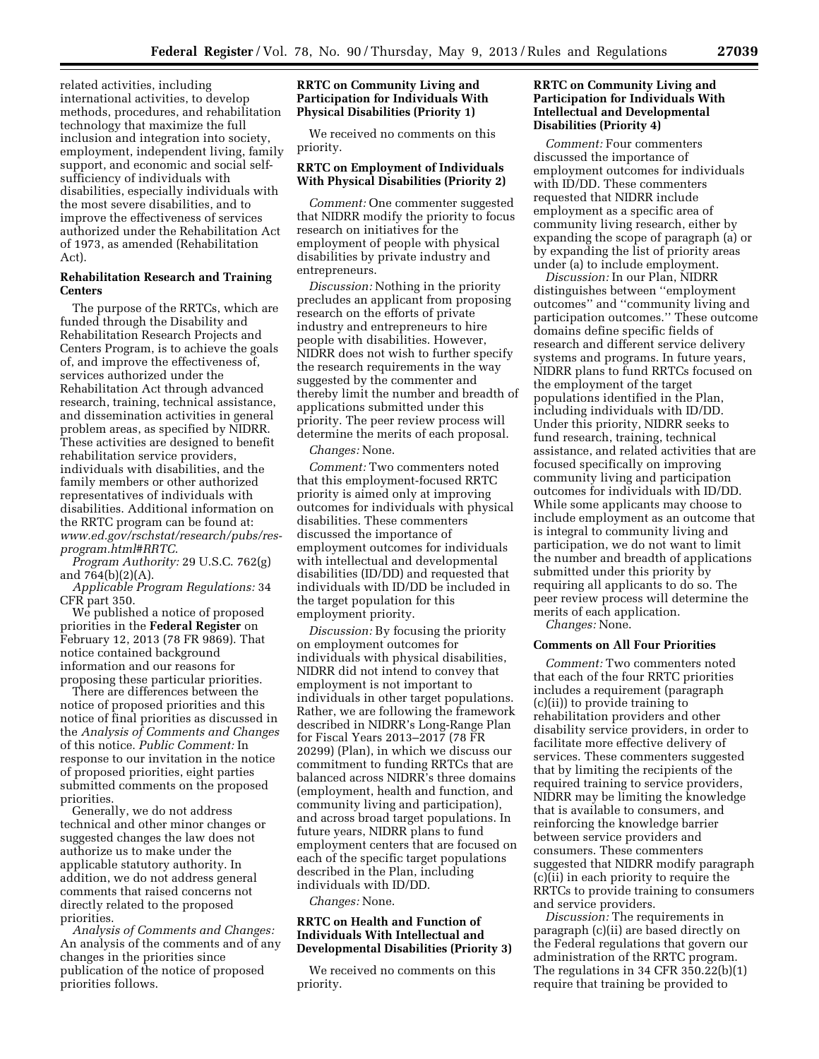related activities, including international activities, to develop methods, procedures, and rehabilitation technology that maximize the full inclusion and integration into society, employment, independent living, family support, and economic and social self-sufficiency of individuals with disabilities, especially individuals with the most severe disabilities, and to improve the effectiveness of services authorized under the Rehabilitation Act of 1973, as amended (Rehabilitation Act).

**Rehabilitation Research and Training Centers**

The purpose of the RRTCs, which are funded through the Disability and Rehabilitation Research Projects and Centers Program, is to achieve the goals of, and improve the effectiveness of, services authorized under the Rehabilitation Act through advanced research, training, technical assistance, and dissemination activities in general problem areas, as specified by NIDRR. These activities are designed to benefit rehabilitation service providers, individuals with disabilities, and the family members or other authorized representatives of individuals with disabilities. Additional information on the RRTC program can be found at: *www.ed.gov/rschstat/research/pubs/res-program.html#RRTC.*

*Program Authority:* 29 U.S.C. 762(g) and 764(b)(2)(A).

*Applicable Program Regulations:* 34 CFR part 350.

We published a notice of proposed priorities in the **Federal Register** on February 12, 2013 (78 FR 9869). That notice contained background information and our reasons for proposing these particular priorities.

There are differences between the notice of proposed priorities and this notice of final priorities as discussed in the *Analysis of Comments and Changes* of this notice. *Public Comment:* In response to our invitation in the notice of proposed priorities, eight parties submitted comments on the proposed priorities.

Generally, we do not address technical and other minor changes or suggested changes the law does not authorize us to make under the applicable statutory authority. In addition, we do not address general comments that raised concerns not directly related to the proposed priorities.

*Analysis of Comments and Changes:* An analysis of the comments and of any changes in the priorities since publication of the notice of proposed priorities follows.

**RRTC on Community Living and Participation for Individuals With Physical Disabilities (Priority 1)**

We received no comments on this priority.

**RRTC on Employment of Individuals With Physical Disabilities (Priority 2)**

*Comment:* One commenter suggested that NIDRR modify the priority to focus research on initiatives for the employment of people with physical disabilities by private industry and entrepreneurs.

*Discussion:* Nothing in the priority precludes an applicant from proposing research on the efforts of private industry and entrepreneurs to hire people with disabilities. However, NIDRR does not wish to further specify the research requirements in the way suggested by the commenter and thereby limit the number and breadth of applications submitted under this priority. The peer review process will determine the merits of each proposal.

*Changes:* None.

*Comment:* Two commenters noted that this employment-focused RRTC priority is aimed only at improving outcomes for individuals with physical disabilities. These commenters discussed the importance of employment outcomes for individuals with intellectual and developmental disabilities (ID/DD) and requested that individuals with ID/DD be included in the target population for this employment priority.

*Discussion:* By focusing the priority on employment outcomes for individuals with physical disabilities, NIDRR did not intend to convey that employment is not important to individuals in other target populations. Rather, we are following the framework described in NIDRR's Long-Range Plan for Fiscal Years 2013–2017 (78 FR 20299) (Plan), in which we discuss our commitment to funding RRTCs that are balanced across NIDRR's three domains (employment, health and function, and community living and participation), and across broad target populations. In future years, NIDRR plans to fund employment centers that are focused on each of the specific target populations described in the Plan, including individuals with ID/DD.

*Changes:* None.

**RRTC on Health and Function of Individuals With Intellectual and Developmental Disabilities (Priority 3)**

We received no comments on this priority.

**RRTC on Community Living and Participation for Individuals With Intellectual and Developmental Disabilities (Priority 4)**

*Comment:* Four commenters discussed the importance of employment outcomes for individuals with ID/DD. These commenters requested that NIDRR include employment as a specific area of community living research, either by expanding the scope of paragraph (a) or by expanding the list of priority areas under (a) to include employment.

*Discussion:* In our Plan, NIDRR distinguishes between "employment outcomes" and "community living and participation outcomes." These outcome domains define specific fields of research and different service delivery systems and programs. In future years, NIDRR plans to fund RRTCs focused on the employment of the target populations identified in the Plan, including individuals with ID/DD. Under this priority, NIDRR seeks to fund research, training, technical assistance, and related activities that are focused specifically on improving community living and participation outcomes for individuals with ID/DD. While some applicants may choose to include employment as an outcome that is integral to community living and participation, we do not want to limit the number and breadth of applications submitted under this priority by requiring all applicants to do so. The peer review process will determine the merits of each application.

*Changes:* None.

**Comments on All Four Priorities**

*Comment:* Two commenters noted that each of the four RRTC priorities includes a requirement (paragraph (c)(ii)) to provide training to rehabilitation providers and other disability service providers, in order to facilitate more effective delivery of services. These commenters suggested that by limiting the recipients of the required training to service providers, NIDRR may be limiting the knowledge that is available to consumers, and reinforcing the knowledge barrier between service providers and consumers. These commenters suggested that NIDRR modify paragraph (c)(ii) in each priority to require the RRTCs to provide training to consumers and service providers.

*Discussion:* The requirements in paragraph (c)(ii) are based directly on the Federal regulations that govern our administration of the RRTC program. The regulations in 34 CFR 350.22(b)(1) require that training be provided to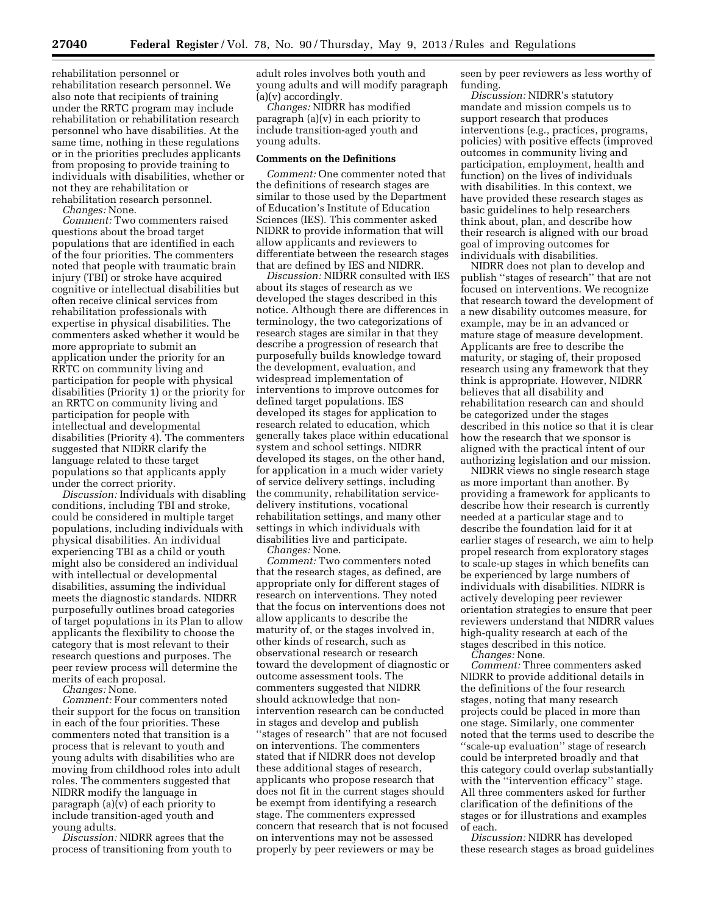rehabilitation personnel or rehabilitation research personnel. We also note that recipients of training under the RRTC program may include rehabilitation or rehabilitation research personnel who have disabilities. At the same time, nothing in these regulations or in the priorities precludes applicants from proposing to provide training to individuals with disabilities, whether or not they are rehabilitation or rehabilitation research personnel.

*Changes:* None.

*Comment:* Two commenters raised questions about the broad target populations that are identified in each of the four priorities. The commenters noted that people with traumatic brain injury (TBI) or stroke have acquired cognitive or intellectual disabilities but often receive clinical services from rehabilitation professionals with expertise in physical disabilities. The commenters asked whether it would be more appropriate to submit an application under the priority for an RRTC on community living and participation for people with physical disabilities (Priority 1) or the priority for an RRTC on community living and participation for people with intellectual and developmental disabilities (Priority 4). The commenters suggested that NIDRR clarify the language related to these target populations so that applicants apply under the correct priority.

*Discussion:* Individuals with disabling conditions, including TBI and stroke, could be considered in multiple target populations, including individuals with physical disabilities. An individual experiencing TBI as a child or youth might also be considered an individual with intellectual or developmental disabilities, assuming the individual meets the diagnostic standards. NIDRR purposefully outlines broad categories of target populations in its Plan to allow applicants the flexibility to choose the category that is most relevant to their research questions and purposes. The peer review process will determine the merits of each proposal.

*Changes:* None.

*Comment:* Four commenters noted their support for the focus on transition in each of the four priorities. These commenters noted that transition is a process that is relevant to youth and young adults with disabilities who are moving from childhood roles into adult roles. The commenters suggested that NIDRR modify the language in paragraph (a)(v) of each priority to include transition-aged youth and young adults.

*Discussion:* NIDRR agrees that the process of transitioning from youth to adult roles involves both youth and young adults and will modify paragraph (a)(v) accordingly.

*Changes:* NIDRR has modified paragraph (a)(v) in each priority to include transition-aged youth and young adults.

**Comments on the Definitions**

*Comment:* One commenter noted that the definitions of research stages are similar to those used by the Department of Education's Institute of Education Sciences (IES). This commenter asked NIDRR to provide information that will allow applicants and reviewers to differentiate between the research stages that are defined by IES and NIDRR.

*Discussion:* NIDRR consulted with IES about its stages of research as we developed the stages described in this notice. Although there are differences in terminology, the two categorizations of research stages are similar in that they describe a progression of research that purposefully builds knowledge toward the development, evaluation, and widespread implementation of interventions to improve outcomes for defined target populations. IES developed its stages for application to research related to education, which generally takes place within educational system and school settings. NIDRR developed its stages, on the other hand, for application in a much wider variety of service delivery settings, including the community, rehabilitation service-delivery institutions, vocational rehabilitation settings, and many other settings in which individuals with disabilities live and participate.

*Changes:* None.

*Comment:* Two commenters noted that the research stages, as defined, are appropriate only for different stages of research on interventions. They noted that the focus on interventions does not allow applicants to describe the maturity of, or the stages involved in, other kinds of research, such as observational research or research toward the development of diagnostic or outcome assessment tools. The commenters suggested that NIDRR should acknowledge that non-intervention research can be conducted in stages and develop and publish ''stages of research'' that are not focused on interventions. The commenters stated that if NIDRR does not develop these additional stages of research, applicants who propose research that does not fit in the current stages should be exempt from identifying a research stage. The commenters expressed concern that research that is not focused on interventions may not be assessed properly by peer reviewers or may be seen by peer reviewers as less worthy of funding.

*Discussion:* NIDRR's statutory mandate and mission compels us to support research that produces interventions (e.g., practices, programs, policies) with positive effects (improved outcomes in community living and participation, employment, health and function) on the lives of individuals with disabilities. In this context, we have provided these research stages as basic guidelines to help researchers think about, plan, and describe how their research is aligned with our broad goal of improving outcomes for individuals with disabilities.

NIDRR does not plan to develop and publish ''stages of research'' that are not focused on interventions. We recognize that research toward the development of a new disability outcomes measure, for example, may be in an advanced or mature stage of measure development. Applicants are free to describe the maturity, or staging of, their proposed research using any framework that they think is appropriate. However, NIDRR believes that all disability and rehabilitation research can and should be categorized under the stages described in this notice so that it is clear how the research that we sponsor is aligned with the practical intent of our authorizing legislation and our mission.

NIDRR views no single research stage as more important than another. By providing a framework for applicants to describe how their research is currently needed at a particular stage and to describe the foundation laid for it at earlier stages of research, we aim to help propel research from exploratory stages to scale-up stages in which benefits can be experienced by large numbers of individuals with disabilities. NIDRR is actively developing peer reviewer orientation strategies to ensure that peer reviewers understand that NIDRR values high-quality research at each of the stages described in this notice.

*Changes:* None.

*Comment:* Three commenters asked NIDRR to provide additional details in the definitions of the four research stages, noting that many research projects could be placed in more than one stage. Similarly, one commenter noted that the terms used to describe the ''scale-up evaluation'' stage of research could be interpreted broadly and that this category could overlap substantially with the ''intervention efficacy'' stage. All three commenters asked for further clarification of the definitions of the stages or for illustrations and examples of each.

*Discussion:* NIDRR has developed these research stages as broad guidelines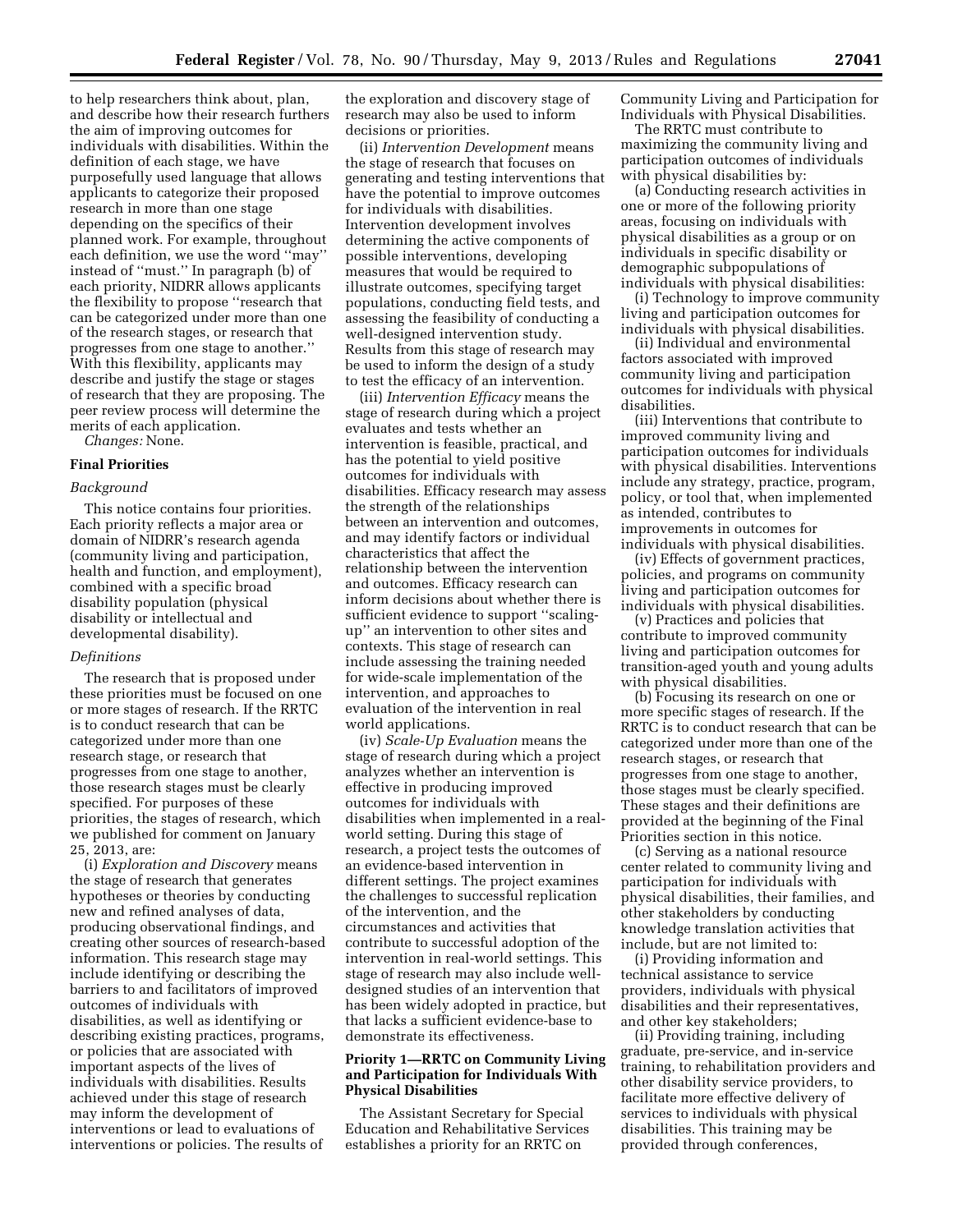to help researchers think about, plan, and describe how their research furthers the aim of improving outcomes for individuals with disabilities. Within the definition of each stage, we have purposefully used language that allows applicants to categorize their proposed research in more than one stage depending on the specifics of their planned work. For example, throughout each definition, we use the word ''may'' instead of ''must.'' In paragraph (b) of each priority, NIDRR allows applicants the flexibility to propose ''research that can be categorized under more than one of the research stages, or research that progresses from one stage to another.'' With this flexibility, applicants may describe and justify the stage or stages of research that they are proposing. The peer review process will determine the merits of each application.

*Changes:* None.

## Final Priorities

### *Background*

This notice contains four priorities. Each priority reflects a major area or domain of NIDRR's research agenda (community living and participation, health and function, and employment), combined with a specific broad disability population (physical disability or intellectual and developmental disability).

### *Definitions*

The research that is proposed under these priorities must be focused on one or more stages of research. If the RRTC is to conduct research that can be categorized under more than one research stage, or research that progresses from one stage to another, those research stages must be clearly specified. For purposes of these priorities, the stages of research, which we published for comment on January 25, 2013, are:

(i) *Exploration and Discovery* means the stage of research that generates hypotheses or theories by conducting new and refined analyses of data, producing observational findings, and creating other sources of research-based information. This research stage may include identifying or describing the barriers to and facilitators of improved outcomes of individuals with disabilities, as well as identifying or describing existing practices, programs, or policies that are associated with important aspects of the lives of individuals with disabilities. Results achieved under this stage of research may inform the development of interventions or lead to evaluations of interventions or policies. The results of the exploration and discovery stage of research may also be used to inform decisions or priorities.

(ii) *Intervention Development* means the stage of research that focuses on generating and testing interventions that have the potential to improve outcomes for individuals with disabilities. Intervention development involves determining the active components of possible interventions, developing measures that would be required to illustrate outcomes, specifying target populations, conducting field tests, and assessing the feasibility of conducting a well-designed intervention study. Results from this stage of research may be used to inform the design of a study to test the efficacy of an intervention.

(iii) *Intervention Efficacy* means the stage of research during which a project evaluates and tests whether an intervention is feasible, practical, and has the potential to yield positive outcomes for individuals with disabilities. Efficacy research may assess the strength of the relationships between an intervention and outcomes, and may identify factors or individual characteristics that affect the relationship between the intervention and outcomes. Efficacy research can inform decisions about whether there is sufficient evidence to support ''scaling-up'' an intervention to other sites and contexts. This stage of research can include assessing the training needed for wide-scale implementation of the intervention, and approaches to evaluation of the intervention in real world applications.

(iv) *Scale-Up Evaluation* means the stage of research during which a project analyzes whether an intervention is effective in producing improved outcomes for individuals with disabilities when implemented in a real-world setting. During this stage of research, a project tests the outcomes of an evidence-based intervention in different settings. The project examines the challenges to successful replication of the intervention, and the circumstances and activities that contribute to successful adoption of the intervention in real-world settings. This stage of research may also include well-designed studies of an intervention that has been widely adopted in practice, but that lacks a sufficient evidence-base to demonstrate its effectiveness.

## Priority 1—RRTC on Community Living and Participation for Individuals With Physical Disabilities

The Assistant Secretary for Special Education and Rehabilitative Services establishes a priority for an RRTC on Community Living and Participation for Individuals with Physical Disabilities.

The RRTC must contribute to maximizing the community living and participation outcomes of individuals with physical disabilities by:

(a) Conducting research activities in one or more of the following priority areas, focusing on individuals with physical disabilities as a group or on individuals in specific disability or demographic subpopulations of individuals with physical disabilities:

(i) Technology to improve community living and participation outcomes for individuals with physical disabilities.

(ii) Individual and environmental factors associated with improved community living and participation outcomes for individuals with physical disabilities.

(iii) Interventions that contribute to improved community living and participation outcomes for individuals with physical disabilities. Interventions include any strategy, practice, program, policy, or tool that, when implemented as intended, contributes to improvements in outcomes for individuals with physical disabilities.

(iv) Effects of government practices, policies, and programs on community living and participation outcomes for individuals with physical disabilities.

(v) Practices and policies that contribute to improved community living and participation outcomes for transition-aged youth and young adults with physical disabilities.

(b) Focusing its research on one or more specific stages of research. If the RRTC is to conduct research that can be categorized under more than one of the research stages, or research that progresses from one stage to another, those stages must be clearly specified. These stages and their definitions are provided at the beginning of the Final Priorities section in this notice.

(c) Serving as a national resource center related to community living and participation for individuals with physical disabilities, their families, and other stakeholders by conducting knowledge translation activities that include, but are not limited to:

(i) Providing information and technical assistance to service providers, individuals with physical disabilities and their representatives, and other key stakeholders;

(ii) Providing training, including graduate, pre-service, and in-service training, to rehabilitation providers and other disability service providers, to facilitate more effective delivery of services to individuals with physical disabilities. This training may be provided through conferences,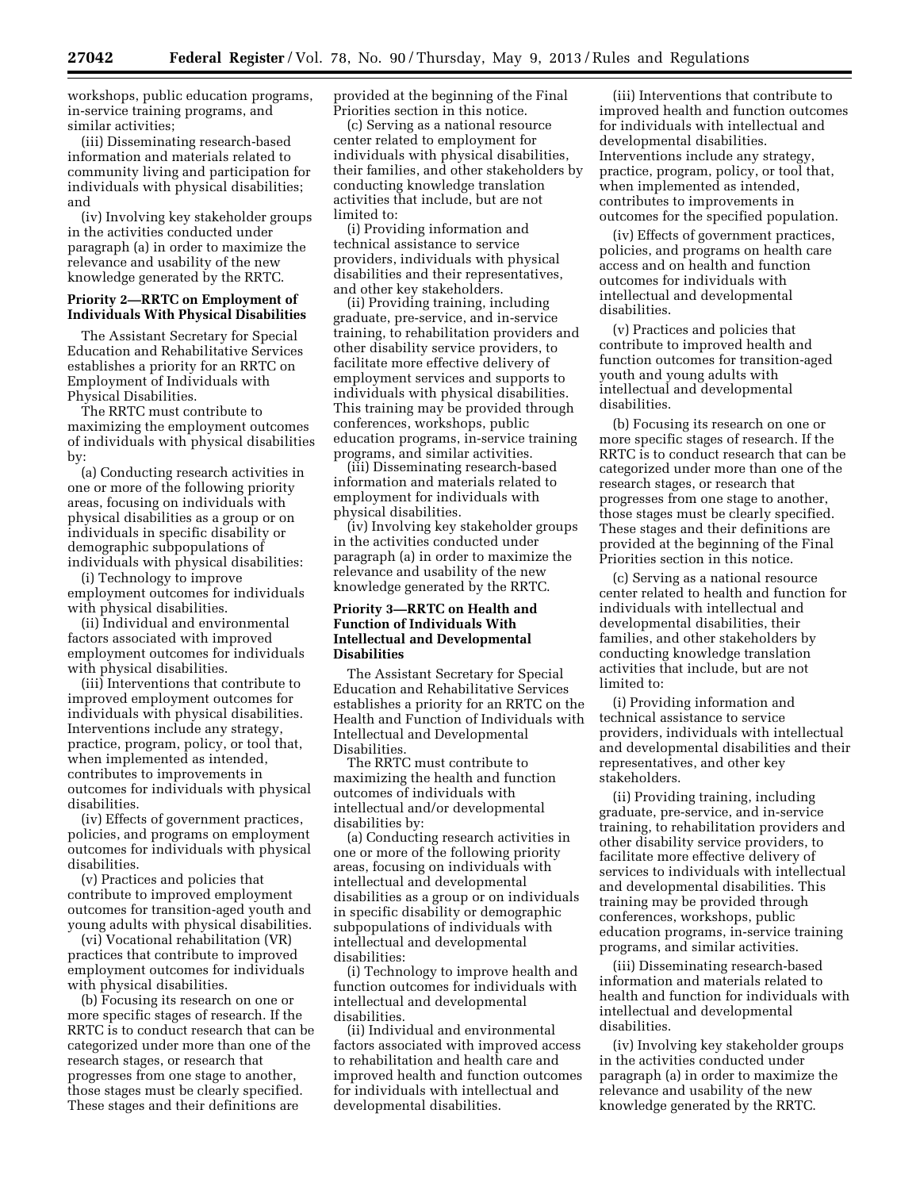workshops, public education programs, in-service training programs, and similar activities;

(iii) Disseminating research-based information and materials related to community living and participation for individuals with physical disabilities; and

(iv) Involving key stakeholder groups in the activities conducted under paragraph (a) in order to maximize the relevance and usability of the new knowledge generated by the RRTC.

**Priority 2—RRTC on Employment of Individuals With Physical Disabilities**

The Assistant Secretary for Special Education and Rehabilitative Services establishes a priority for an RRTC on Employment of Individuals with Physical Disabilities.

The RRTC must contribute to maximizing the employment outcomes of individuals with physical disabilities by:

(a) Conducting research activities in one or more of the following priority areas, focusing on individuals with physical disabilities as a group or on individuals in specific disability or demographic subpopulations of individuals with physical disabilities:

(i) Technology to improve employment outcomes for individuals with physical disabilities.

(ii) Individual and environmental factors associated with improved employment outcomes for individuals with physical disabilities.

(iii) Interventions that contribute to improved employment outcomes for individuals with physical disabilities. Interventions include any strategy, practice, program, policy, or tool that, when implemented as intended, contributes to improvements in outcomes for individuals with physical disabilities.

(iv) Effects of government practices, policies, and programs on employment outcomes for individuals with physical disabilities.

(v) Practices and policies that contribute to improved employment outcomes for transition-aged youth and young adults with physical disabilities.

(vi) Vocational rehabilitation (VR) practices that contribute to improved employment outcomes for individuals with physical disabilities.

(b) Focusing its research on one or more specific stages of research. If the RRTC is to conduct research that can be categorized under more than one of the research stages, or research that progresses from one stage to another, those stages must be clearly specified. These stages and their definitions are provided at the beginning of the Final Priorities section in this notice.

(c) Serving as a national resource center related to employment for individuals with physical disabilities, their families, and other stakeholders by conducting knowledge translation activities that include, but are not limited to:

(i) Providing information and technical assistance to service providers, individuals with physical disabilities and their representatives, and other key stakeholders.

(ii) Providing training, including graduate, pre-service, and in-service training, to rehabilitation providers and other disability service providers, to facilitate more effective delivery of employment services and supports to individuals with physical disabilities. This training may be provided through conferences, workshops, public education programs, in-service training programs, and similar activities.

(iii) Disseminating research-based information and materials related to employment for individuals with physical disabilities.

(iv) Involving key stakeholder groups in the activities conducted under paragraph (a) in order to maximize the relevance and usability of the new knowledge generated by the RRTC.

**Priority 3—RRTC on Health and Function of Individuals With Intellectual and Developmental Disabilities**

The Assistant Secretary for Special Education and Rehabilitative Services establishes a priority for an RRTC on the Health and Function of Individuals with Intellectual and Developmental Disabilities.

The RRTC must contribute to maximizing the health and function outcomes of individuals with intellectual and/or developmental disabilities by:

(a) Conducting research activities in one or more of the following priority areas, focusing on individuals with intellectual and developmental disabilities as a group or on individuals in specific disability or demographic subpopulations of individuals with intellectual and developmental disabilities:

(i) Technology to improve health and function outcomes for individuals with intellectual and developmental disabilities.

(ii) Individual and environmental factors associated with improved access to rehabilitation and health care and improved health and function outcomes for individuals with intellectual and developmental disabilities.

(iii) Interventions that contribute to improved health and function outcomes for individuals with intellectual and developmental disabilities. Interventions include any strategy, practice, program, policy, or tool that, when implemented as intended, contributes to improvements in outcomes for the specified population.

(iv) Effects of government practices, policies, and programs on health care access and on health and function outcomes for individuals with intellectual and developmental disabilities.

(v) Practices and policies that contribute to improved health and function outcomes for transition-aged youth and young adults with intellectual and developmental disabilities.

(b) Focusing its research on one or more specific stages of research. If the RRTC is to conduct research that can be categorized under more than one of the research stages, or research that progresses from one stage to another, those stages must be clearly specified. These stages and their definitions are provided at the beginning of the Final Priorities section in this notice.

(c) Serving as a national resource center related to health and function for individuals with intellectual and developmental disabilities, their families, and other stakeholders by conducting knowledge translation activities that include, but are not limited to:

(i) Providing information and technical assistance to service providers, individuals with intellectual and developmental disabilities and their representatives, and other key stakeholders.

(ii) Providing training, including graduate, pre-service, and in-service training, to rehabilitation providers and other disability service providers, to facilitate more effective delivery of services to individuals with intellectual and developmental disabilities. This training may be provided through conferences, workshops, public education programs, in-service training programs, and similar activities.

(iii) Disseminating research-based information and materials related to health and function for individuals with intellectual and developmental disabilities.

(iv) Involving key stakeholder groups in the activities conducted under paragraph (a) in order to maximize the relevance and usability of the new knowledge generated by the RRTC.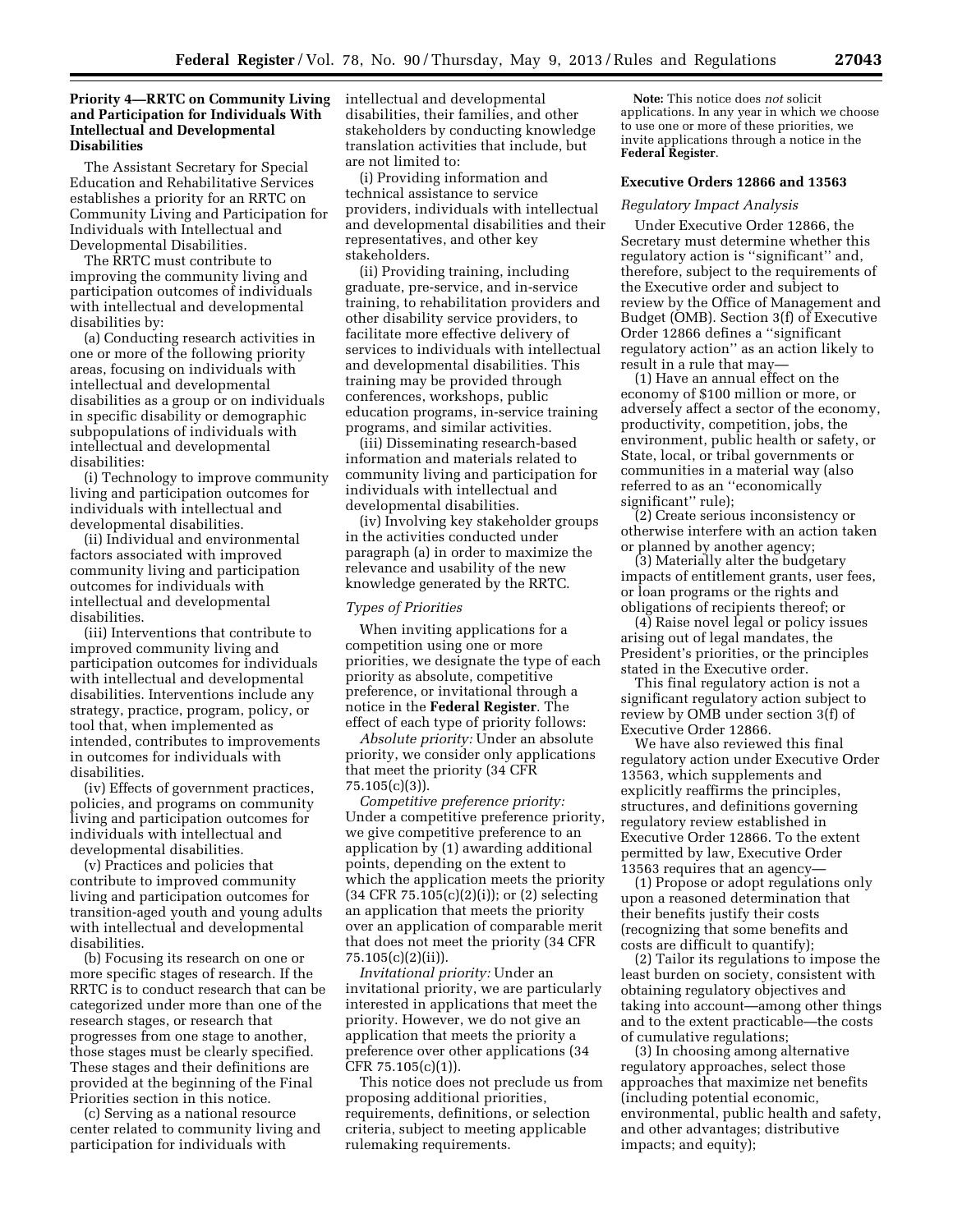### Priority 4—RRTC on Community Living and Participation for Individuals With Intellectual and Developmental Disabilities

The Assistant Secretary for Special Education and Rehabilitative Services establishes a priority for an RRTC on Community Living and Participation for Individuals with Intellectual and Developmental Disabilities.

The RRTC must contribute to improving the community living and participation outcomes of individuals with intellectual and developmental disabilities by:

(a) Conducting research activities in one or more of the following priority areas, focusing on individuals with intellectual and developmental disabilities as a group or on individuals in specific disability or demographic subpopulations of individuals with intellectual and developmental disabilities:

(i) Technology to improve community living and participation outcomes for individuals with intellectual and developmental disabilities.

(ii) Individual and environmental factors associated with improved community living and participation outcomes for individuals with intellectual and developmental disabilities.

(iii) Interventions that contribute to improved community living and participation outcomes for individuals with intellectual and developmental disabilities. Interventions include any strategy, practice, program, policy, or tool that, when implemented as intended, contributes to improvements in outcomes for individuals with disabilities.

(iv) Effects of government practices, policies, and programs on community living and participation outcomes for individuals with intellectual and developmental disabilities.

(v) Practices and policies that contribute to improved community living and participation outcomes for transition-aged youth and young adults with intellectual and developmental disabilities.

(b) Focusing its research on one or more specific stages of research. If the RRTC is to conduct research that can be categorized under more than one of the research stages, or research that progresses from one stage to another, those stages must be clearly specified. These stages and their definitions are provided at the beginning of the Final Priorities section in this notice.

(c) Serving as a national resource center related to community living and participation for individuals with intellectual and developmental disabilities, their families, and other stakeholders by conducting knowledge translation activities that include, but are not limited to:

(i) Providing information and technical assistance to service providers, individuals with intellectual and developmental disabilities and their representatives, and other key stakeholders.

(ii) Providing training, including graduate, pre-service, and in-service training, to rehabilitation providers and other disability service providers, to facilitate more effective delivery of services to individuals with intellectual and developmental disabilities. This training may be provided through conferences, workshops, public education programs, in-service training programs, and similar activities.

(iii) Disseminating research-based information and materials related to community living and participation for individuals with intellectual and developmental disabilities.

(iv) Involving key stakeholder groups in the activities conducted under paragraph (a) in order to maximize the relevance and usability of the new knowledge generated by the RRTC.

*Types of Priorities*

When inviting applications for a competition using one or more priorities, we designate the type of each priority as absolute, competitive preference, or invitational through a notice in the **Federal Register**. The effect of each type of priority follows:

*Absolute priority:* Under an absolute priority, we consider only applications that meet the priority (34 CFR 75.105(c)(3)).

*Competitive preference priority:* Under a competitive preference priority, we give competitive preference to an application by (1) awarding additional points, depending on the extent to which the application meets the priority (34 CFR 75.105(c)(2)(i)); or (2) selecting an application that meets the priority over an application of comparable merit that does not meet the priority (34 CFR 75.105(c)(2)(ii)).

*Invitational priority:* Under an invitational priority, we are particularly interested in applications that meet the priority. However, we do not give an application that meets the priority a preference over other applications (34 CFR 75.105(c)(1)).

This notice does not preclude us from proposing additional priorities, requirements, definitions, or selection criteria, subject to meeting applicable rulemaking requirements.

**Note:** This notice does *not* solicit applications. In any year in which we choose to use one or more of these priorities, we invite applications through a notice in the **Federal Register**.

### Executive Orders 12866 and 13563

*Regulatory Impact Analysis*

Under Executive Order 12866, the Secretary must determine whether this regulatory action is ''significant'' and, therefore, subject to the requirements of the Executive order and subject to review by the Office of Management and Budget (OMB). Section 3(f) of Executive Order 12866 defines a ''significant regulatory action'' as an action likely to result in a rule that may—

(1) Have an annual effect on the economy of $100 million or more, or adversely affect a sector of the economy, productivity, competition, jobs, the environment, public health or safety, or State, local, or tribal governments or communities in a material way (also referred to as an ''economically significant'' rule);

(2) Create serious inconsistency or otherwise interfere with an action taken or planned by another agency;

(3) Materially alter the budgetary impacts of entitlement grants, user fees, or loan programs or the rights and obligations of recipients thereof; or

(4) Raise novel legal or policy issues arising out of legal mandates, the President's priorities, or the principles stated in the Executive order.

This final regulatory action is not a significant regulatory action subject to review by OMB under section 3(f) of Executive Order 12866.

We have also reviewed this final regulatory action under Executive Order 13563, which supplements and explicitly reaffirms the principles, structures, and definitions governing regulatory review established in Executive Order 12866. To the extent permitted by law, Executive Order 13563 requires that an agency—

(1) Propose or adopt regulations only upon a reasoned determination that their benefits justify their costs (recognizing that some benefits and costs are difficult to quantify);

(2) Tailor its regulations to impose the least burden on society, consistent with obtaining regulatory objectives and taking into account—among other things and to the extent practicable—the costs of cumulative regulations;

(3) In choosing among alternative regulatory approaches, select those approaches that maximize net benefits (including potential economic, environmental, public health and safety, and other advantages; distributive impacts; and equity);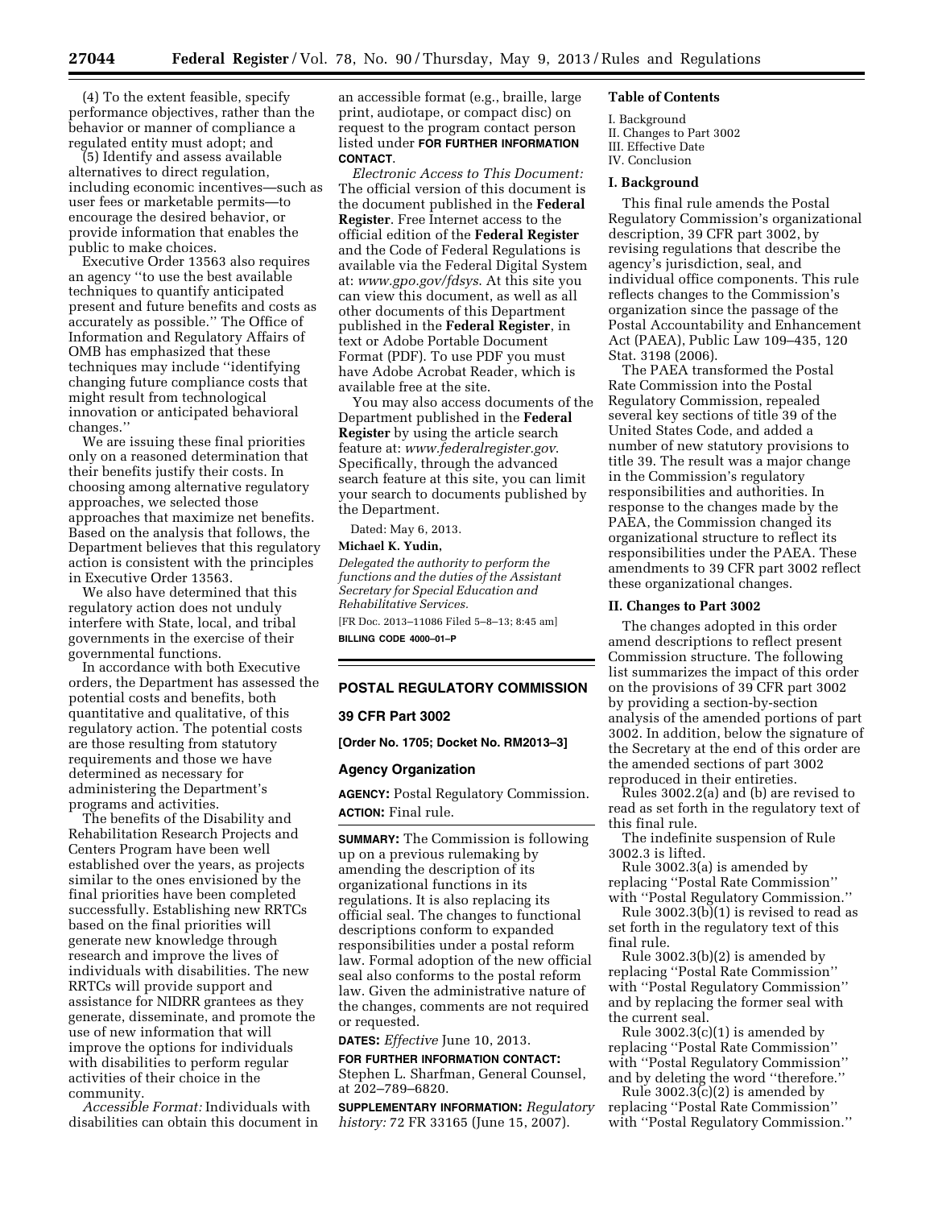(4) To the extent feasible, specify performance objectives, rather than the behavior or manner of compliance a regulated entity must adopt; and

(5) Identify and assess available alternatives to direct regulation, including economic incentives—such as user fees or marketable permits—to encourage the desired behavior, or provide information that enables the public to make choices.

Executive Order 13563 also requires an agency "to use the best available techniques to quantify anticipated present and future benefits and costs as accurately as possible." The Office of Information and Regulatory Affairs of OMB has emphasized that these techniques may include "identifying changing future compliance costs that might result from technological innovation or anticipated behavioral changes."

We are issuing these final priorities only on a reasoned determination that their benefits justify their costs. In choosing among alternative regulatory approaches, we selected those approaches that maximize net benefits. Based on the analysis that follows, the Department believes that this regulatory action is consistent with the principles in Executive Order 13563.

We also have determined that this regulatory action does not unduly interfere with State, local, and tribal governments in the exercise of their governmental functions.

In accordance with both Executive orders, the Department has assessed the potential costs and benefits, both quantitative and qualitative, of this regulatory action. The potential costs are those resulting from statutory requirements and those we have determined as necessary for administering the Department's programs and activities.

The benefits of the Disability and Rehabilitation Research Projects and Centers Program have been well established over the years, as projects similar to the ones envisioned by the final priorities have been completed successfully. Establishing new RRTCs based on the final priorities will generate new knowledge through research and improve the lives of individuals with disabilities. The new RRTCs will provide support and assistance for NIDRR grantees as they generate, disseminate, and promote the use of new information that will improve the options for individuals with disabilities to perform regular activities of their choice in the community.

*Accessible Format:* Individuals with disabilities can obtain this document in an accessible format (e.g., braille, large print, audiotape, or compact disc) on request to the program contact person listed under **FOR FURTHER INFORMATION CONTACT**.

*Electronic Access to This Document:* The official version of this document is the document published in the **Federal Register**. Free Internet access to the official edition of the **Federal Register** and the Code of Federal Regulations is available via the Federal Digital System at: *www.gpo.gov/fdsys*. At this site you can view this document, as well as all other documents of this Department published in the **Federal Register**, in text or Adobe Portable Document Format (PDF). To use PDF you must have Adobe Acrobat Reader, which is available free at the site.

You may also access documents of the Department published in the **Federal Register** by using the article search feature at: *www.federalregister.gov*. Specifically, through the advanced search feature at this site, you can limit your search to documents published by the Department.

Dated: May 6, 2013.

**Michael K. Yudin,**

*Delegated the authority to perform the functions and the duties of the Assistant Secretary for Special Education and Rehabilitative Services.*

[FR Doc. 2013–11086 Filed 5–8–13; 8:45 am]

**BILLING CODE 4000–01–P**

## POSTAL REGULATORY COMMISSION

### 39 CFR Part 3002

**[Order No. 1705; Docket No. RM2013–3]**

### Agency Organization

**AGENCY:** Postal Regulatory Commission.

**ACTION:** Final rule.

**SUMMARY:** The Commission is following up on a previous rulemaking by amending the description of its organizational functions in its regulations. It is also replacing its official seal. The changes to functional descriptions conform to expanded responsibilities under a postal reform law. Formal adoption of the new official seal also conforms to the postal reform law. Given the administrative nature of the changes, comments are not required or requested.

**DATES:** *Effective* June 10, 2013.

**FOR FURTHER INFORMATION CONTACT:** Stephen L. Sharfman, General Counsel, at 202–789–6820.

**SUPPLEMENTARY INFORMATION:** *Regulatory history:* 72 FR 33165 (June 15, 2007).

**Table of Contents**

I. Background
II. Changes to Part 3002
III. Effective Date
IV. Conclusion

**I. Background**

This final rule amends the Postal Regulatory Commission's organizational description, 39 CFR part 3002, by revising regulations that describe the agency's jurisdiction, seal, and individual office components. This rule reflects changes to the Commission's organization since the passage of the Postal Accountability and Enhancement Act (PAEA), Public Law 109–435, 120 Stat. 3198 (2006).

The PAEA transformed the Postal Rate Commission into the Postal Regulatory Commission, repealed several key sections of title 39 of the United States Code, and added a number of new statutory provisions to title 39. The result was a major change in the Commission's regulatory responsibilities and authorities. In response to the changes made by the PAEA, the Commission changed its organizational structure to reflect its responsibilities under the PAEA. These amendments to 39 CFR part 3002 reflect these organizational changes.

**II. Changes to Part 3002**

The changes adopted in this order amend descriptions to reflect present Commission structure. The following list summarizes the impact of this order on the provisions of 39 CFR part 3002 by providing a section-by-section analysis of the amended portions of part 3002. In addition, below the signature of the Secretary at the end of this order are the amended sections of part 3002 reproduced in their entireties.

Rules 3002.2(a) and (b) are revised to read as set forth in the regulatory text of this final rule.

The indefinite suspension of Rule 3002.3 is lifted.

Rule 3002.3(a) is amended by replacing "Postal Rate Commission" with "Postal Regulatory Commission."

Rule 3002.3(b)(1) is revised to read as set forth in the regulatory text of this final rule.

Rule 3002.3(b)(2) is amended by replacing "Postal Rate Commission" with "Postal Regulatory Commission" and by replacing the former seal with the current seal.

Rule 3002.3(c)(1) is amended by replacing "Postal Rate Commission" with "Postal Regulatory Commission" and by deleting the word "therefore."

Rule 3002.3(c)(2) is amended by replacing "Postal Rate Commission" with "Postal Regulatory Commission."